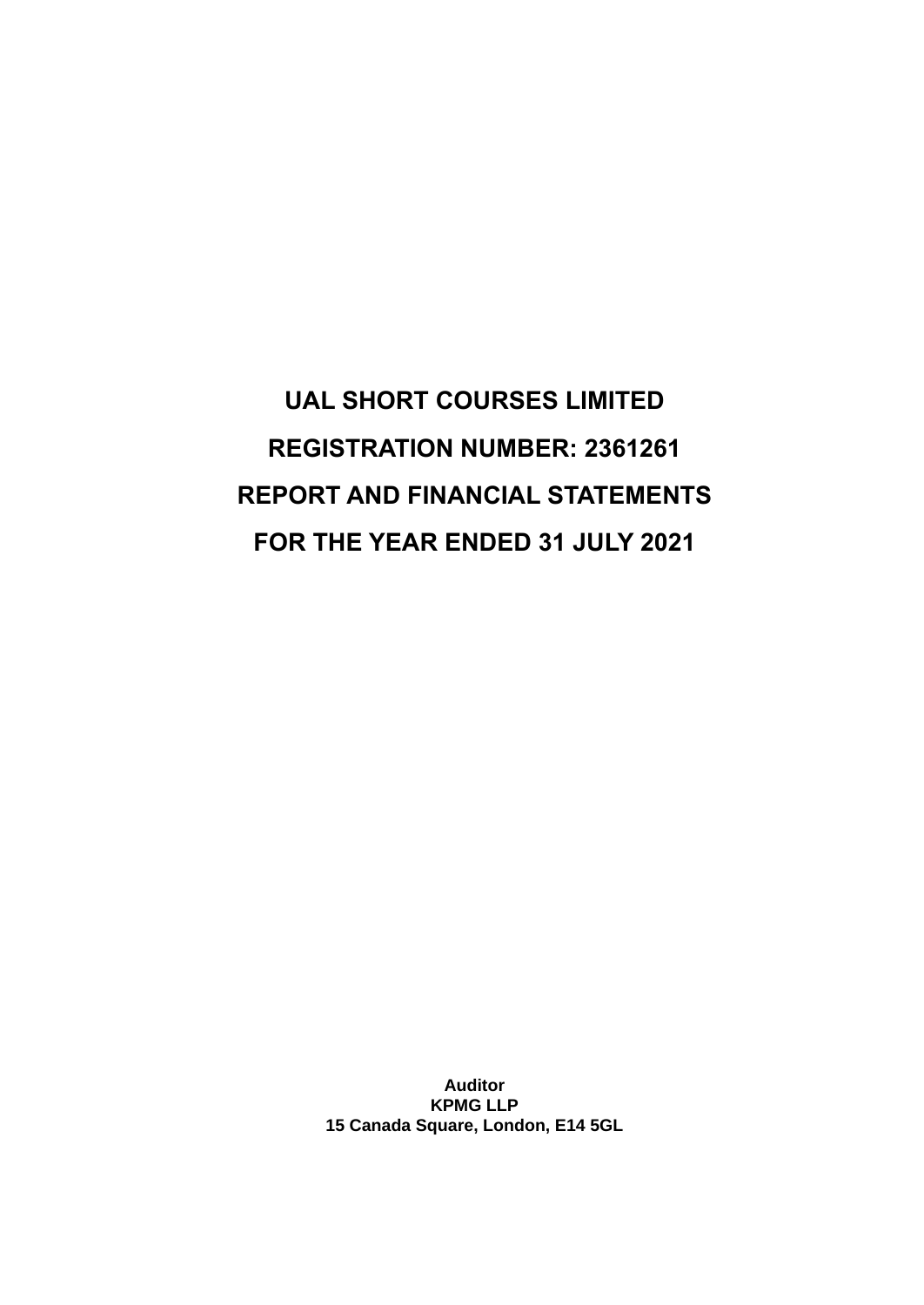# UAL SHORT COURSES LIMITED

# REGISTRATION NUMBER: 2361261

# REPORT AND FINANCIAL STATEMENTS

# FOR THE YEAR ENDED 31 JULY 2021

**Auditor**
**KPMG LLP**
**15 Canada Square, London, E14 5GL**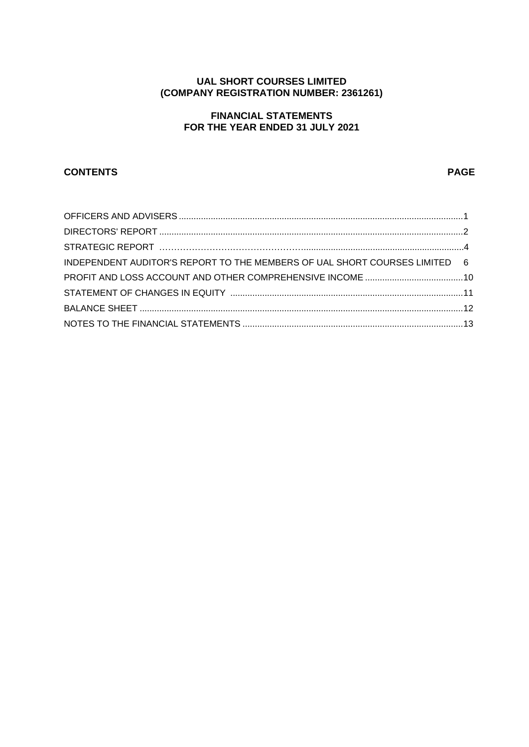# UAL SHORT COURSES LIMITED
## (COMPANY REGISTRATION NUMBER: 2361261)

## FINANCIAL STATEMENTS
## FOR THE YEAR ENDED 31 JULY 2021

| CONTENTS | PAGE |
|---|---|
| OFFICERS AND ADVISERS | 1 |
| DIRECTORS' REPORT | 2 |
| STRATEGIC REPORT | 4 |
| INDEPENDENT AUDITOR'S REPORT TO THE MEMBERS OF UAL SHORT COURSES LIMITED | 6 |
| PROFIT AND LOSS ACCOUNT AND OTHER COMPREHENSIVE INCOME | 10 |
| STATEMENT OF CHANGES IN EQUITY | 11 |
| BALANCE SHEET | 12 |
| NOTES TO THE FINANCIAL STATEMENTS | 13 |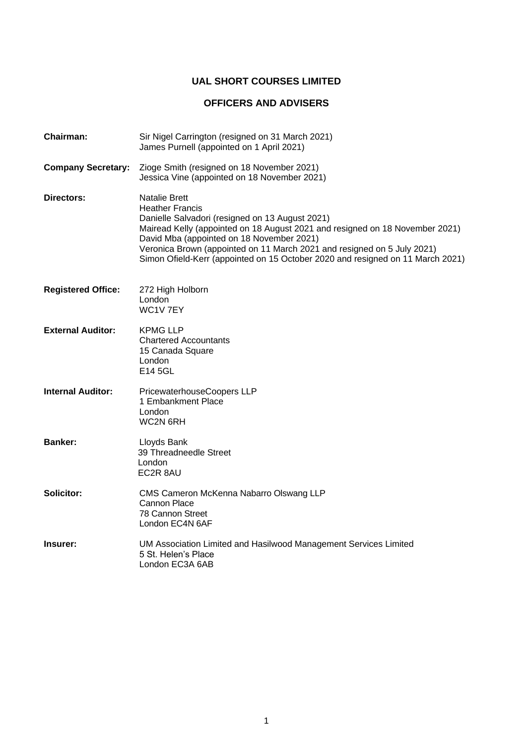# UAL SHORT COURSES LIMITED

## OFFICERS AND ADVISERS

**Chairman:**
Sir Nigel Carrington (resigned on 31 March 2021)
James Purnell (appointed on 1 April 2021)

**Company Secretary:**
Zioge Smith (resigned on 18 November 2021)
Jessica Vine (appointed on 18 November 2021)

**Directors:**
Natalie Brett
Heather Francis
Danielle Salvadori (resigned on 13 August 2021)
Mairead Kelly (appointed on 18 August 2021 and resigned on 18 November 2021)
David Mba (appointed on 18 November 2021)
Veronica Brown (appointed on 11 March 2021 and resigned on 5 July 2021)
Simon Ofield-Kerr (appointed on 15 October 2020 and resigned on 11 March 2021)

**Registered Office:**
272 High Holborn
London
WC1V 7EY

**External Auditor:**
KPMG LLP
Chartered Accountants
15 Canada Square
London
E14 5GL

**Internal Auditor:**
PricewaterhouseCoopers LLP
1 Embankment Place
London
WC2N 6RH

**Banker:**
Lloyds Bank
39 Threadneedle Street
London
EC2R 8AU

**Solicitor:**
CMS Cameron McKenna Nabarro Olswang LLP
Cannon Place
78 Cannon Street
London EC4N 6AF

**Insurer:**
UM Association Limited and Hasilwood Management Services Limited
5 St. Helen's Place
London EC3A 6AB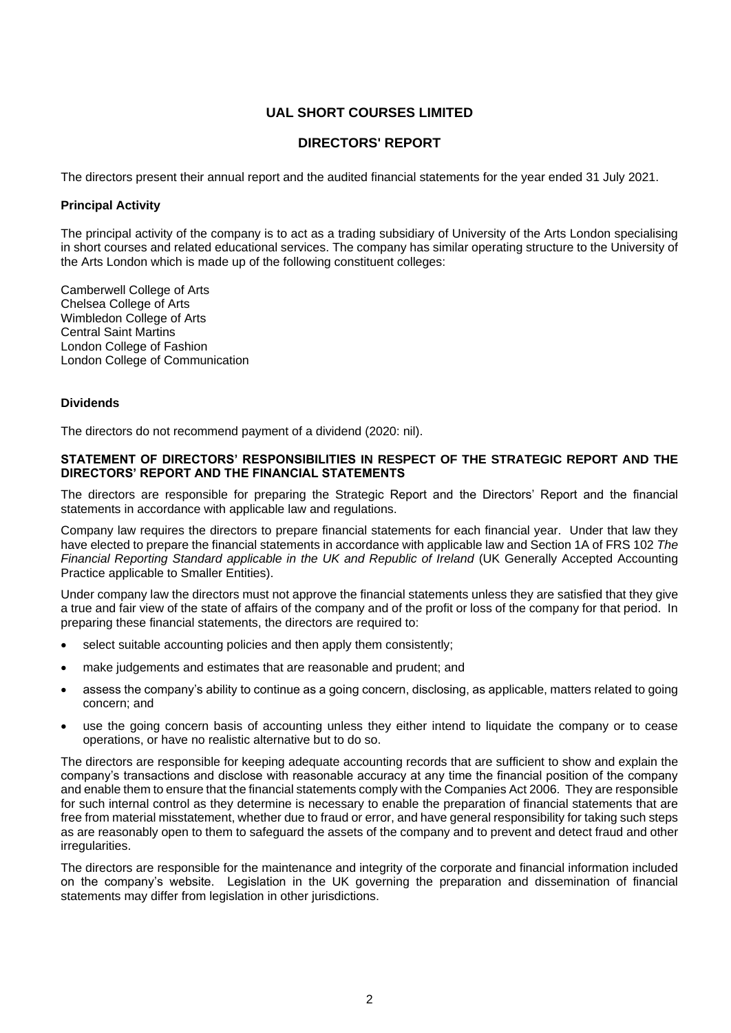# UAL SHORT COURSES LIMITED

## DIRECTORS' REPORT

The directors present their annual report and the audited financial statements for the year ended 31 July 2021.

### Principal Activity

The principal activity of the company is to act as a trading subsidiary of University of the Arts London specialising in short courses and related educational services. The company has similar operating structure to the University of the Arts London which is made up of the following constituent colleges:

Camberwell College of Arts
Chelsea College of Arts
Wimbledon College of Arts
Central Saint Martins
London College of Fashion
London College of Communication

### Dividends

The directors do not recommend payment of a dividend (2020: nil).

### STATEMENT OF DIRECTORS' RESPONSIBILITIES IN RESPECT OF THE STRATEGIC REPORT AND THE DIRECTORS' REPORT AND THE FINANCIAL STATEMENTS

The directors are responsible for preparing the Strategic Report and the Directors' Report and the financial statements in accordance with applicable law and regulations.

Company law requires the directors to prepare financial statements for each financial year. Under that law they have elected to prepare the financial statements in accordance with applicable law and Section 1A of FRS 102 *The Financial Reporting Standard applicable in the UK and Republic of Ireland* (UK Generally Accepted Accounting Practice applicable to Smaller Entities).

Under company law the directors must not approve the financial statements unless they are satisfied that they give a true and fair view of the state of affairs of the company and of the profit or loss of the company for that period. In preparing these financial statements, the directors are required to:

- select suitable accounting policies and then apply them consistently;
- make judgements and estimates that are reasonable and prudent; and
- assess the company's ability to continue as a going concern, disclosing, as applicable, matters related to going concern; and
- use the going concern basis of accounting unless they either intend to liquidate the company or to cease operations, or have no realistic alternative but to do so.

The directors are responsible for keeping adequate accounting records that are sufficient to show and explain the company's transactions and disclose with reasonable accuracy at any time the financial position of the company and enable them to ensure that the financial statements comply with the Companies Act 2006. They are responsible for such internal control as they determine is necessary to enable the preparation of financial statements that are free from material misstatement, whether due to fraud or error, and have general responsibility for taking such steps as are reasonably open to them to safeguard the assets of the company and to prevent and detect fraud and other irregularities.

The directors are responsible for the maintenance and integrity of the corporate and financial information included on the company's website. Legislation in the UK governing the preparation and dissemination of financial statements may differ from legislation in other jurisdictions.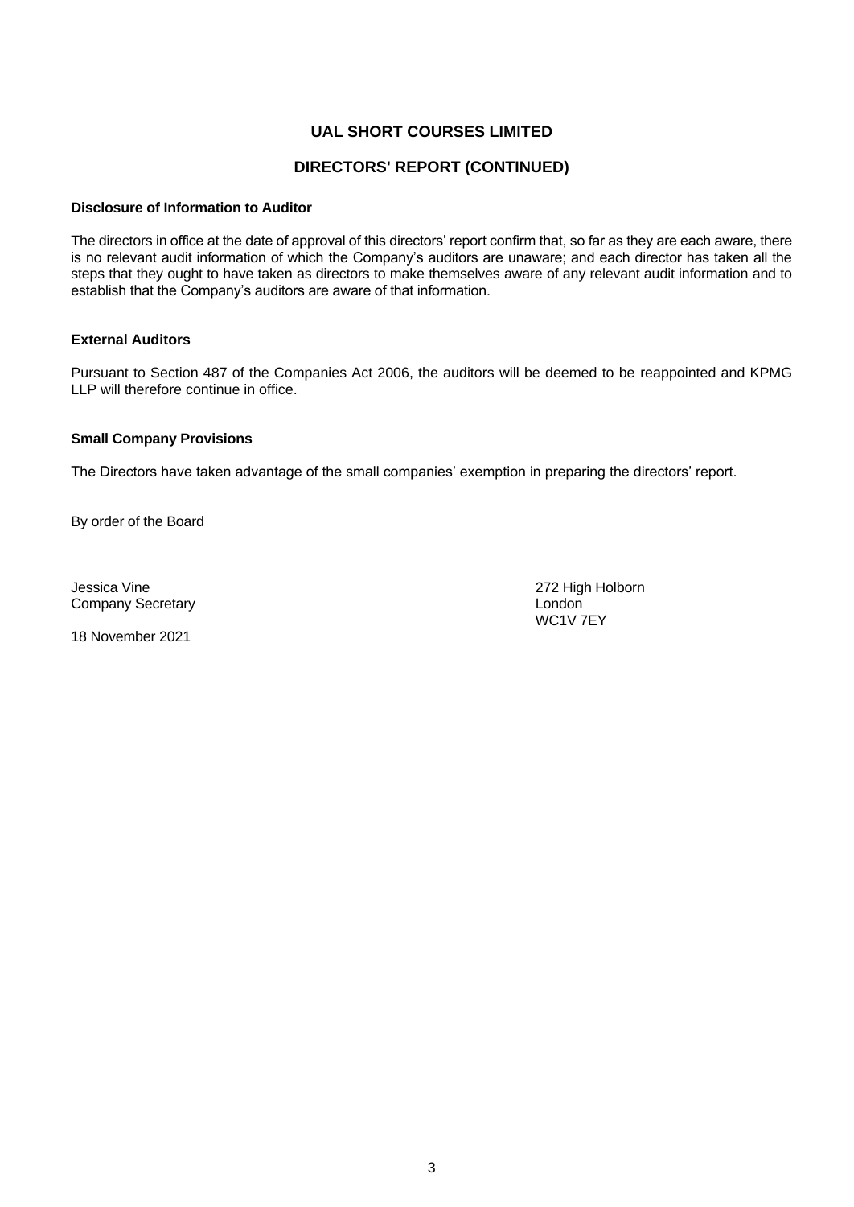# UAL SHORT COURSES LIMITED

## DIRECTORS' REPORT (CONTINUED)

**Disclosure of Information to Auditor**

The directors in office at the date of approval of this directors' report confirm that, so far as they are each aware, there is no relevant audit information of which the Company's auditors are unaware; and each director has taken all the steps that they ought to have taken as directors to make themselves aware of any relevant audit information and to establish that the Company's auditors are aware of that information.

**External Auditors**

Pursuant to Section 487 of the Companies Act 2006, the auditors will be deemed to be reappointed and KPMG LLP will therefore continue in office.

**Small Company Provisions**

The Directors have taken advantage of the small companies' exemption in preparing the directors' report.

By order of the Board

Jessica Vine
Company Secretary

18 November 2021

272 High Holborn
London
WC1V 7EY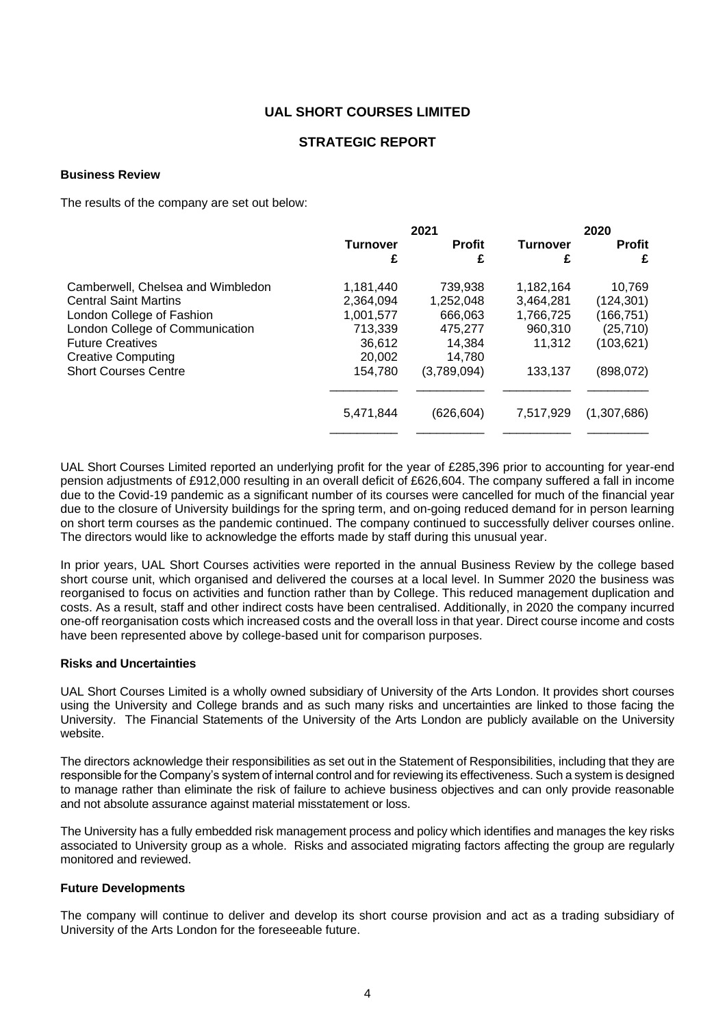# UAL SHORT COURSES LIMITED

## STRATEGIC REPORT

### Business Review

The results of the company are set out below:

| | 2021 | | 2020 | |
|---|---|---|---|---|
| | **Turnover £** | **Profit £** | **Turnover £** | **Profit £** |
| Camberwell, Chelsea and Wimbledon | 1,181,440 | 739,938 | 1,182,164 | 10,769 |
| Central Saint Martins | 2,364,094 | 1,252,048 | 3,464,281 | (124,301) |
| London College of Fashion | 1,001,577 | 666,063 | 1,766,725 | (166,751) |
| London College of Communication | 713,339 | 475,277 | 960,310 | (25,710) |
| Future Creatives | 36,612 | 14,384 | 11,312 | (103,621) |
| Creative Computing | 20,002 | 14,780 | | |
| Short Courses Centre | 154,780 | (3,789,094) | 133,137 | (898,072) |
| | 5,471,844 | (626,604) | 7,517,929 | (1,307,686) |

UAL Short Courses Limited reported an underlying profit for the year of £285,396 prior to accounting for year-end pension adjustments of £912,000 resulting in an overall deficit of £626,604. The company suffered a fall in income due to the Covid-19 pandemic as a significant number of its courses were cancelled for much of the financial year due to the closure of University buildings for the spring term, and on-going reduced demand for in person learning on short term courses as the pandemic continued. The company continued to successfully deliver courses online. The directors would like to acknowledge the efforts made by staff during this unusual year.

In prior years, UAL Short Courses activities were reported in the annual Business Review by the college based short course unit, which organised and delivered the courses at a local level. In Summer 2020 the business was reorganised to focus on activities and function rather than by College. This reduced management duplication and costs. As a result, staff and other indirect costs have been centralised. Additionally, in 2020 the company incurred one-off reorganisation costs which increased costs and the overall loss in that year. Direct course income and costs have been represented above by college-based unit for comparison purposes.

### Risks and Uncertainties

UAL Short Courses Limited is a wholly owned subsidiary of University of the Arts London. It provides short courses using the University and College brands and as such many risks and uncertainties are linked to those facing the University. The Financial Statements of the University of the Arts London are publicly available on the University website.

The directors acknowledge their responsibilities as set out in the Statement of Responsibilities, including that they are responsible for the Company's system of internal control and for reviewing its effectiveness. Such a system is designed to manage rather than eliminate the risk of failure to achieve business objectives and can only provide reasonable and not absolute assurance against material misstatement or loss.

The University has a fully embedded risk management process and policy which identifies and manages the key risks associated to University group as a whole. Risks and associated migrating factors affecting the group are regularly monitored and reviewed.

### Future Developments

The company will continue to deliver and develop its short course provision and act as a trading subsidiary of University of the Arts London for the foreseeable future.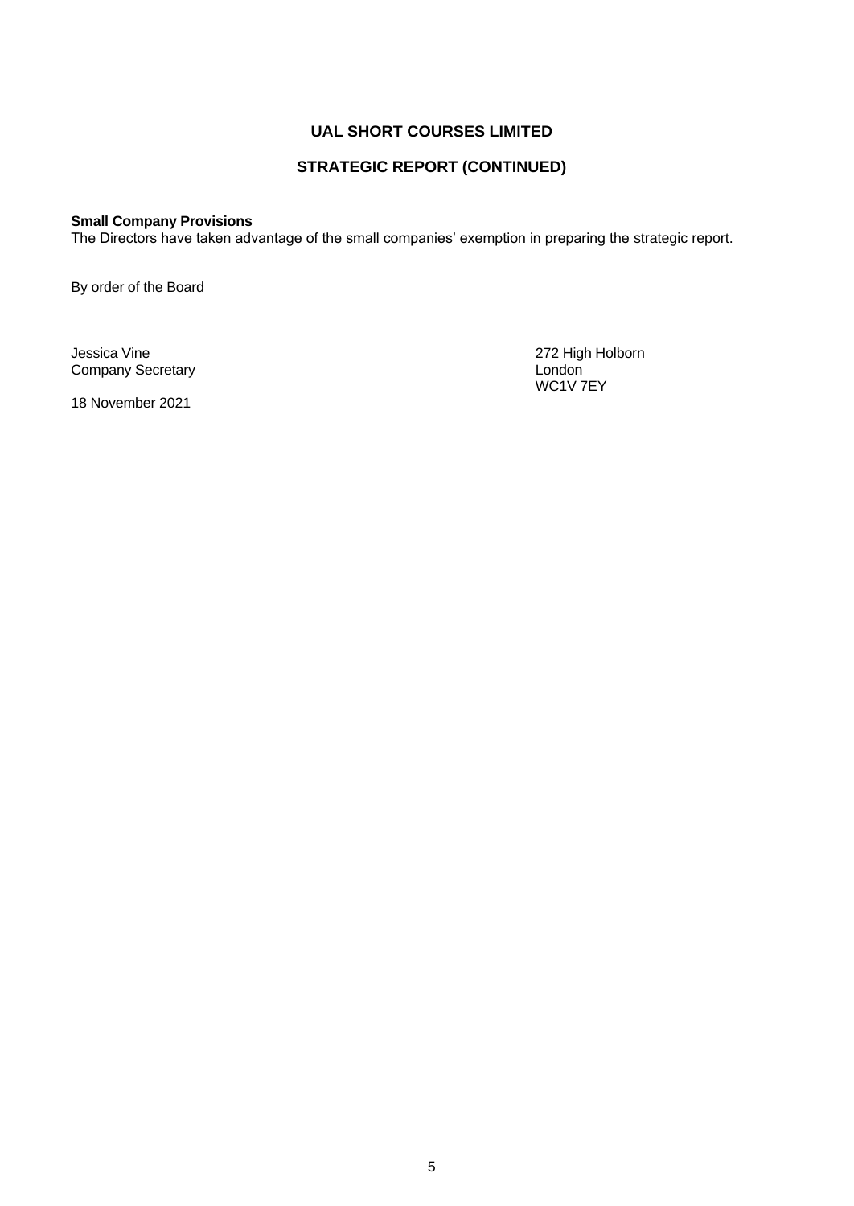# UAL SHORT COURSES LIMITED

## STRATEGIC REPORT (CONTINUED)

**Small Company Provisions**
The Directors have taken advantage of the small companies' exemption in preparing the strategic report.

By order of the Board

Jessica Vine
Company Secretary

18 November 2021

272 High Holborn
London
WC1V 7EY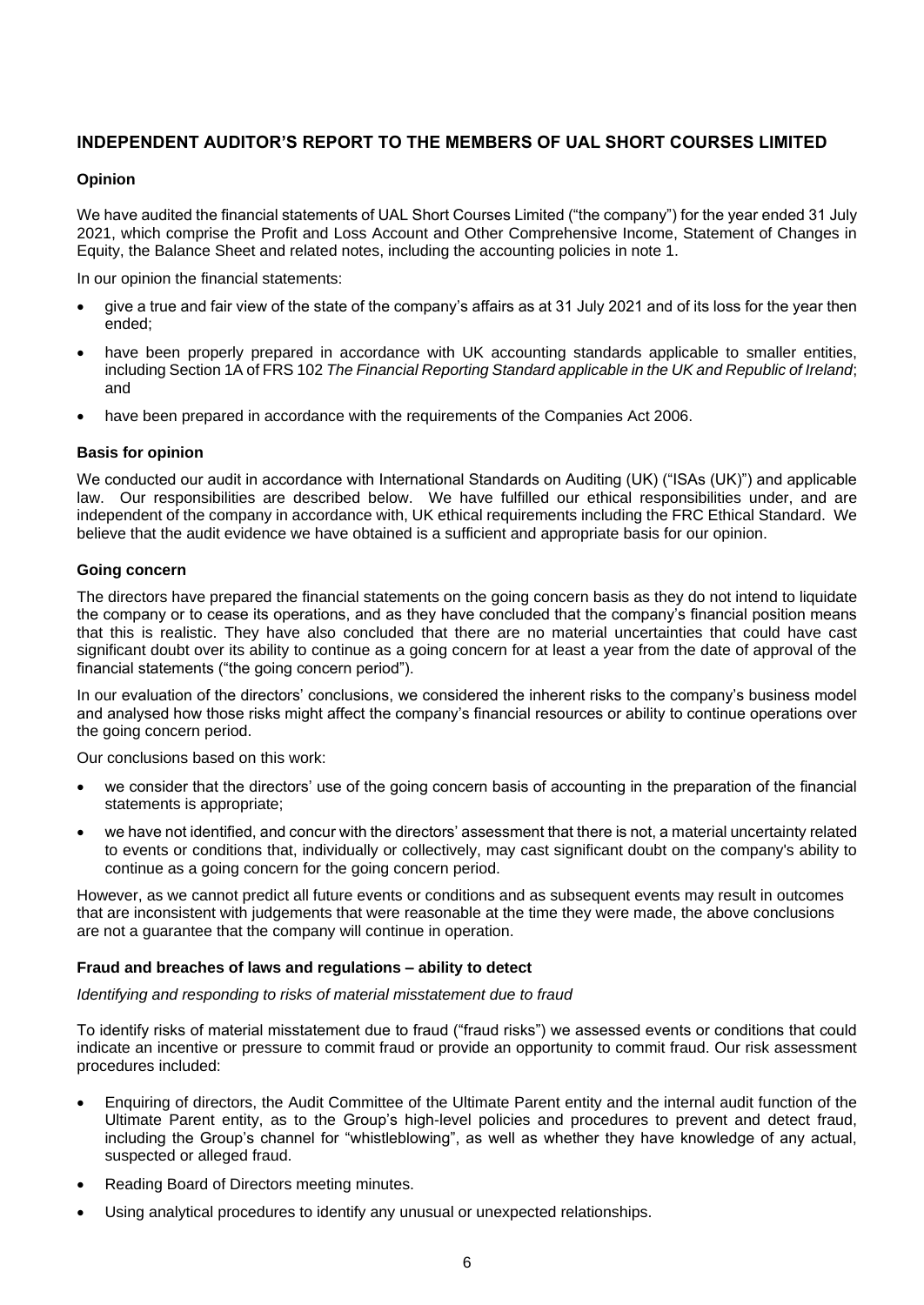## INDEPENDENT AUDITOR'S REPORT TO THE MEMBERS OF UAL SHORT COURSES LIMITED

### Opinion

We have audited the financial statements of UAL Short Courses Limited ("the company") for the year ended 31 July 2021, which comprise the Profit and Loss Account and Other Comprehensive Income, Statement of Changes in Equity, the Balance Sheet and related notes, including the accounting policies in note 1.

In our opinion the financial statements:

- give a true and fair view of the state of the company's affairs as at 31 July 2021 and of its loss for the year then ended;
- have been properly prepared in accordance with UK accounting standards applicable to smaller entities, including Section 1A of FRS 102 *The Financial Reporting Standard applicable in the UK and Republic of Ireland*; and
- have been prepared in accordance with the requirements of the Companies Act 2006.

### Basis for opinion

We conducted our audit in accordance with International Standards on Auditing (UK) ("ISAs (UK)") and applicable law. Our responsibilities are described below. We have fulfilled our ethical responsibilities under, and are independent of the company in accordance with, UK ethical requirements including the FRC Ethical Standard. We believe that the audit evidence we have obtained is a sufficient and appropriate basis for our opinion.

### Going concern

The directors have prepared the financial statements on the going concern basis as they do not intend to liquidate the company or to cease its operations, and as they have concluded that the company's financial position means that this is realistic. They have also concluded that there are no material uncertainties that could have cast significant doubt over its ability to continue as a going concern for at least a year from the date of approval of the financial statements ("the going concern period").

In our evaluation of the directors' conclusions, we considered the inherent risks to the company's business model and analysed how those risks might affect the company's financial resources or ability to continue operations over the going concern period.

Our conclusions based on this work:

- we consider that the directors' use of the going concern basis of accounting in the preparation of the financial statements is appropriate;
- we have not identified, and concur with the directors' assessment that there is not, a material uncertainty related to events or conditions that, individually or collectively, may cast significant doubt on the company's ability to continue as a going concern for the going concern period.

However, as we cannot predict all future events or conditions and as subsequent events may result in outcomes that are inconsistent with judgements that were reasonable at the time they were made, the above conclusions are not a guarantee that the company will continue in operation.

### Fraud and breaches of laws and regulations – ability to detect

*Identifying and responding to risks of material misstatement due to fraud*

To identify risks of material misstatement due to fraud ("fraud risks") we assessed events or conditions that could indicate an incentive or pressure to commit fraud or provide an opportunity to commit fraud. Our risk assessment procedures included:

- Enquiring of directors, the Audit Committee of the Ultimate Parent entity and the internal audit function of the Ultimate Parent entity, as to the Group's high-level policies and procedures to prevent and detect fraud, including the Group's channel for "whistleblowing", as well as whether they have knowledge of any actual, suspected or alleged fraud.
- Reading Board of Directors meeting minutes.
- Using analytical procedures to identify any unusual or unexpected relationships.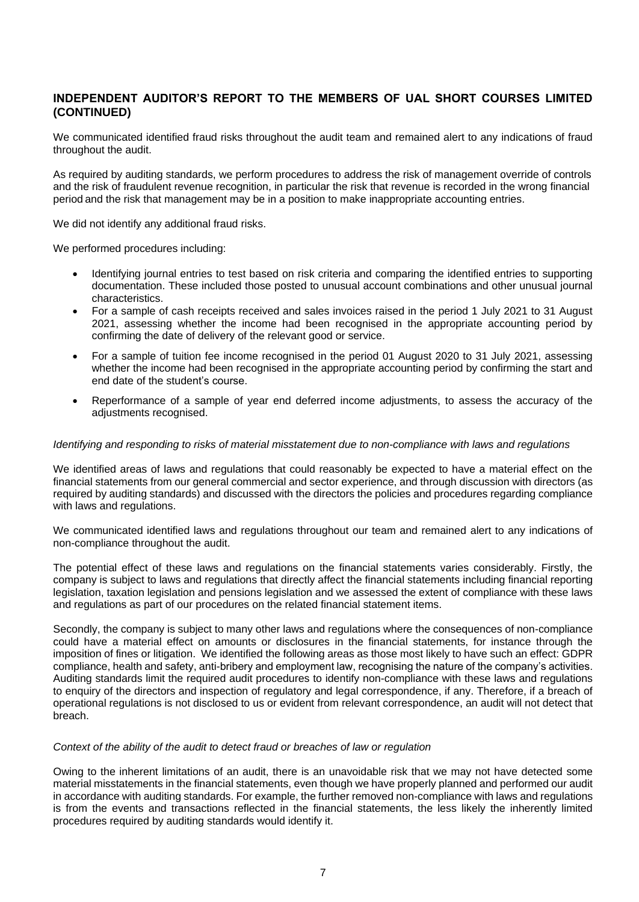## INDEPENDENT AUDITOR'S REPORT TO THE MEMBERS OF UAL SHORT COURSES LIMITED (CONTINUED)

We communicated identified fraud risks throughout the audit team and remained alert to any indications of fraud throughout the audit.

As required by auditing standards, we perform procedures to address the risk of management override of controls and the risk of fraudulent revenue recognition, in particular the risk that revenue is recorded in the wrong financial period and the risk that management may be in a position to make inappropriate accounting entries.

We did not identify any additional fraud risks.

We performed procedures including:

- Identifying journal entries to test based on risk criteria and comparing the identified entries to supporting documentation. These included those posted to unusual account combinations and other unusual journal characteristics.
- For a sample of cash receipts received and sales invoices raised in the period 1 July 2021 to 31 August 2021, assessing whether the income had been recognised in the appropriate accounting period by confirming the date of delivery of the relevant good or service.
- For a sample of tuition fee income recognised in the period 01 August 2020 to 31 July 2021, assessing whether the income had been recognised in the appropriate accounting period by confirming the start and end date of the student's course.
- Reperformance of a sample of year end deferred income adjustments, to assess the accuracy of the adjustments recognised.

*Identifying and responding to risks of material misstatement due to non-compliance with laws and regulations*

We identified areas of laws and regulations that could reasonably be expected to have a material effect on the financial statements from our general commercial and sector experience, and through discussion with directors (as required by auditing standards) and discussed with the directors the policies and procedures regarding compliance with laws and regulations.

We communicated identified laws and regulations throughout our team and remained alert to any indications of non-compliance throughout the audit.

The potential effect of these laws and regulations on the financial statements varies considerably. Firstly, the company is subject to laws and regulations that directly affect the financial statements including financial reporting legislation, taxation legislation and pensions legislation and we assessed the extent of compliance with these laws and regulations as part of our procedures on the related financial statement items.

Secondly, the company is subject to many other laws and regulations where the consequences of non-compliance could have a material effect on amounts or disclosures in the financial statements, for instance through the imposition of fines or litigation. We identified the following areas as those most likely to have such an effect: GDPR compliance, health and safety, anti-bribery and employment law, recognising the nature of the company's activities. Auditing standards limit the required audit procedures to identify non-compliance with these laws and regulations to enquiry of the directors and inspection of regulatory and legal correspondence, if any. Therefore, if a breach of operational regulations is not disclosed to us or evident from relevant correspondence, an audit will not detect that breach.

*Context of the ability of the audit to detect fraud or breaches of law or regulation*

Owing to the inherent limitations of an audit, there is an unavoidable risk that we may not have detected some material misstatements in the financial statements, even though we have properly planned and performed our audit in accordance with auditing standards. For example, the further removed non-compliance with laws and regulations is from the events and transactions reflected in the financial statements, the less likely the inherently limited procedures required by auditing standards would identify it.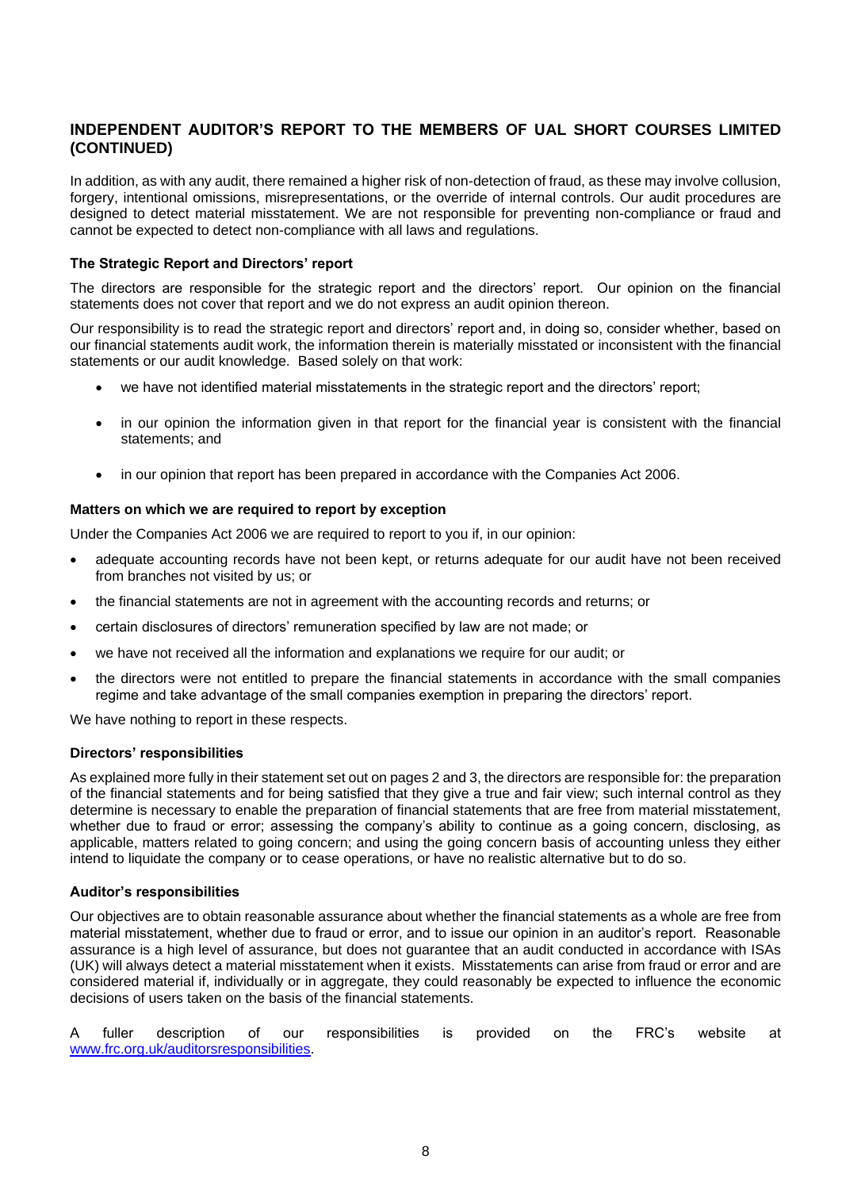## INDEPENDENT AUDITOR'S REPORT TO THE MEMBERS OF UAL SHORT COURSES LIMITED (CONTINUED)

In addition, as with any audit, there remained a higher risk of non-detection of fraud, as these may involve collusion, forgery, intentional omissions, misrepresentations, or the override of internal controls. Our audit procedures are designed to detect material misstatement. We are not responsible for preventing non-compliance or fraud and cannot be expected to detect non-compliance with all laws and regulations.

### The Strategic Report and Directors' report

The directors are responsible for the strategic report and the directors' report. Our opinion on the financial statements does not cover that report and we do not express an audit opinion thereon.

Our responsibility is to read the strategic report and directors' report and, in doing so, consider whether, based on our financial statements audit work, the information therein is materially misstated or inconsistent with the financial statements or our audit knowledge. Based solely on that work:

- we have not identified material misstatements in the strategic report and the directors' report;
- in our opinion the information given in that report for the financial year is consistent with the financial statements; and
- in our opinion that report has been prepared in accordance with the Companies Act 2006.

### Matters on which we are required to report by exception

Under the Companies Act 2006 we are required to report to you if, in our opinion:

- adequate accounting records have not been kept, or returns adequate for our audit have not been received from branches not visited by us; or
- the financial statements are not in agreement with the accounting records and returns; or
- certain disclosures of directors' remuneration specified by law are not made; or
- we have not received all the information and explanations we require for our audit; or
- the directors were not entitled to prepare the financial statements in accordance with the small companies regime and take advantage of the small companies exemption in preparing the directors' report.

We have nothing to report in these respects.

### Directors' responsibilities

As explained more fully in their statement set out on pages 2 and 3, the directors are responsible for: the preparation of the financial statements and for being satisfied that they give a true and fair view; such internal control as they determine is necessary to enable the preparation of financial statements that are free from material misstatement, whether due to fraud or error; assessing the company's ability to continue as a going concern, disclosing, as applicable, matters related to going concern; and using the going concern basis of accounting unless they either intend to liquidate the company or to cease operations, or have no realistic alternative but to do so.

### Auditor's responsibilities

Our objectives are to obtain reasonable assurance about whether the financial statements as a whole are free from material misstatement, whether due to fraud or error, and to issue our opinion in an auditor's report. Reasonable assurance is a high level of assurance, but does not guarantee that an audit conducted in accordance with ISAs (UK) will always detect a material misstatement when it exists. Misstatements can arise from fraud or error and are considered material if, individually or in aggregate, they could reasonably be expected to influence the economic decisions of users taken on the basis of the financial statements.

A fuller description of our responsibilities is provided on the FRC's website at [www.frc.org.uk/auditorsresponsibilities](http://www.frc.org.uk/auditorsresponsibilities).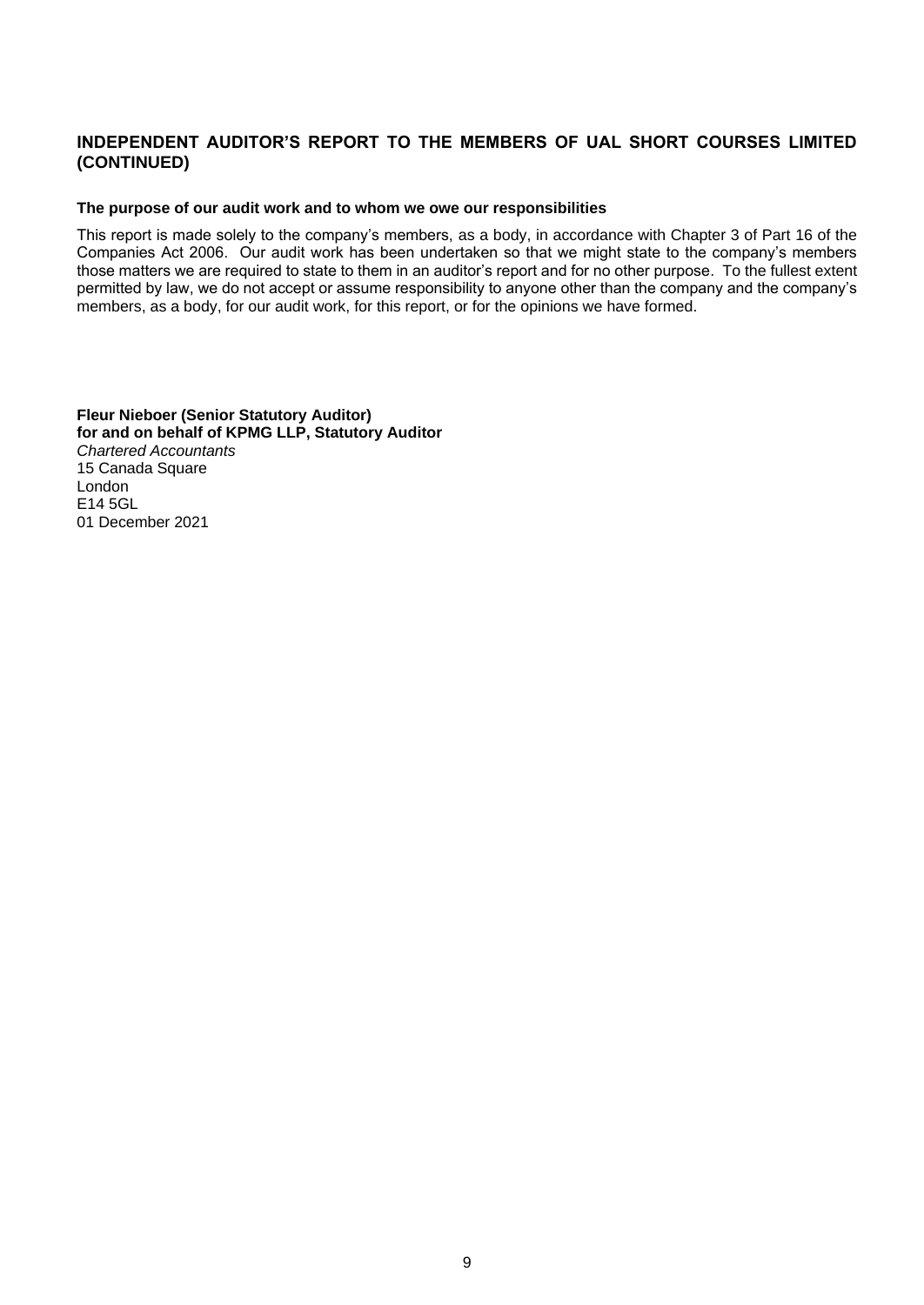## INDEPENDENT AUDITOR'S REPORT TO THE MEMBERS OF UAL SHORT COURSES LIMITED (CONTINUED)

**The purpose of our audit work and to whom we owe our responsibilities**

This report is made solely to the company's members, as a body, in accordance with Chapter 3 of Part 16 of the Companies Act 2006. Our audit work has been undertaken so that we might state to the company's members those matters we are required to state to them in an auditor's report and for no other purpose. To the fullest extent permitted by law, we do not accept or assume responsibility to anyone other than the company and the company's members, as a body, for our audit work, for this report, or for the opinions we have formed.

**Fleur Nieboer (Senior Statutory Auditor)**
**for and on behalf of KPMG LLP, Statutory Auditor**
*Chartered Accountants*
15 Canada Square
London
E14 5GL
01 December 2021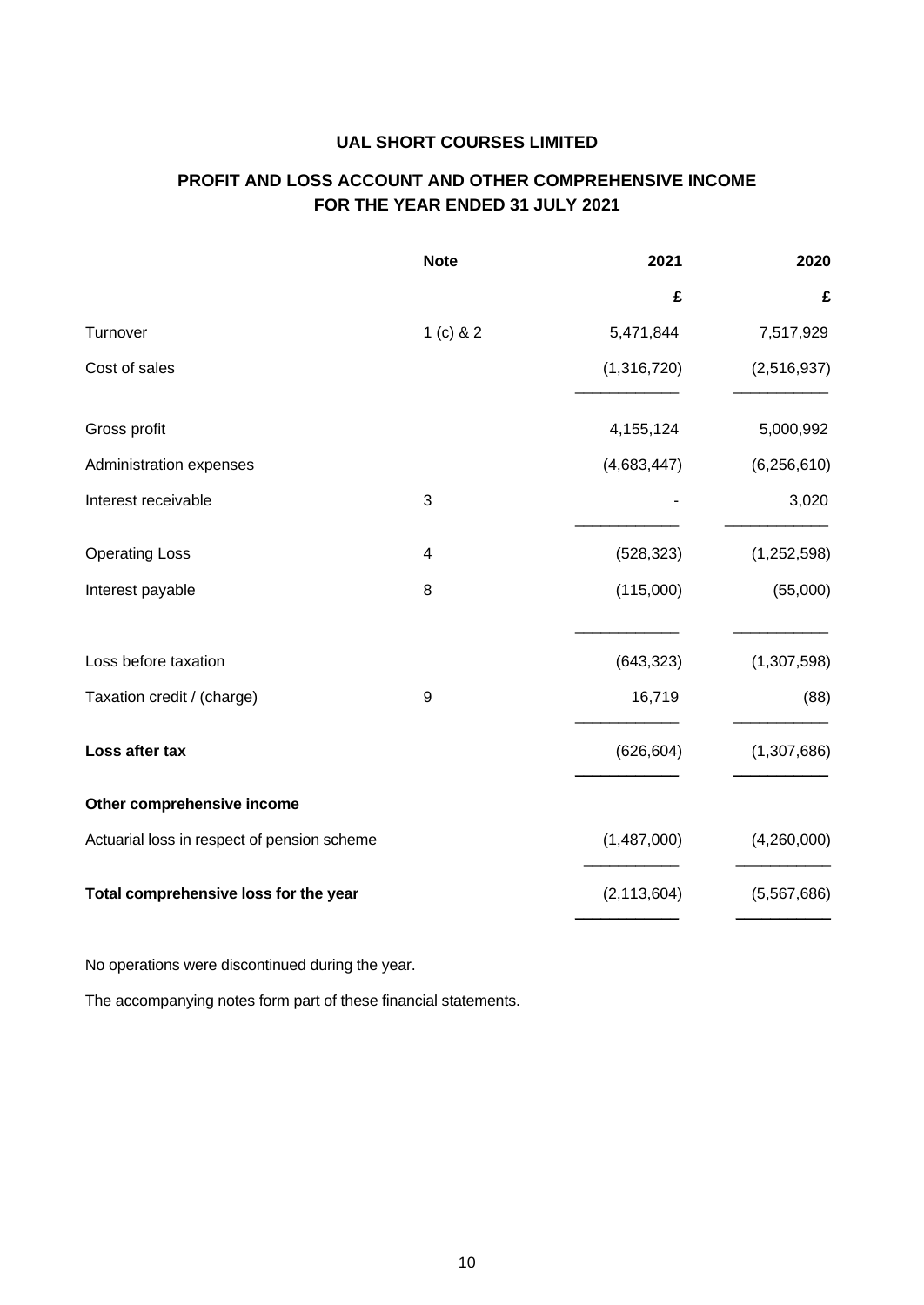# UAL SHORT COURSES LIMITED

## PROFIT AND LOSS ACCOUNT AND OTHER COMPREHENSIVE INCOME FOR THE YEAR ENDED 31 JULY 2021

| | Note | 2021 | 2020 |
|---|---|---|---|
| | | £ | £ |
| Turnover | 1 (c) & 2 | 5,471,844 | 7,517,929 |
| Cost of sales | | (1,316,720) | (2,516,937) |
| Gross profit | | 4,155,124 | 5,000,992 |
| Administration expenses | | (4,683,447) | (6,256,610) |
| Interest receivable | 3 | - | 3,020 |
| Operating Loss | 4 | (528,323) | (1,252,598) |
| Interest payable | 8 | (115,000) | (55,000) |
| Loss before taxation | | (643,323) | (1,307,598) |
| Taxation credit / (charge) | 9 | 16,719 | (88) |
| **Loss after tax** | | (626,604) | (1,307,686) |
| **Other comprehensive income** | | | |
| Actuarial loss in respect of pension scheme | | (1,487,000) | (4,260,000) |
| **Total comprehensive loss for the year** | | (2,113,604) | (5,567,686) |

No operations were discontinued during the year.

The accompanying notes form part of these financial statements.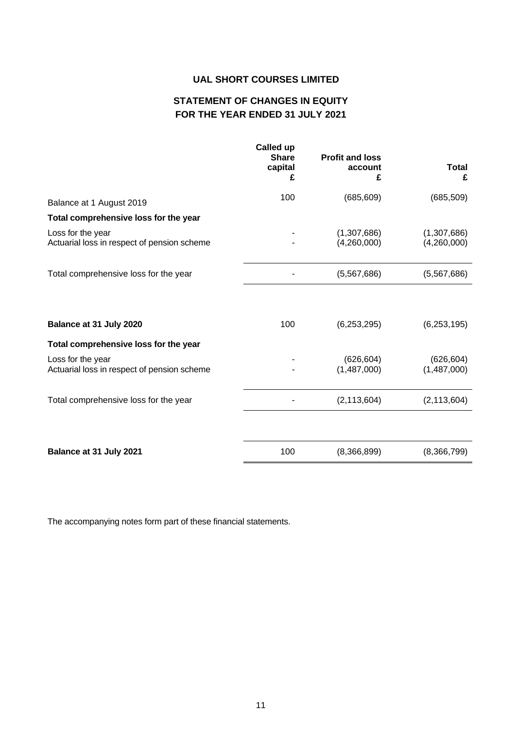# UAL SHORT COURSES LIMITED

## STATEMENT OF CHANGES IN EQUITY
## FOR THE YEAR ENDED 31 JULY 2021

| | Called up Share capital £ | Profit and loss account £ | Total £ |
|---|---|---|---|
| Balance at 1 August 2019 | 100 | (685,609) | (685,509) |
| **Total comprehensive loss for the year** | | | |
| Loss for the year | - | (1,307,686) | (1,307,686) |
| Actuarial loss in respect of pension scheme | - | (4,260,000) | (4,260,000) |
| Total comprehensive loss for the year | - | (5,567,686) | (5,567,686) |
| **Balance at 31 July 2020** | 100 | (6,253,295) | (6,253,195) |
| **Total comprehensive loss for the year** | | | |
| Loss for the year | - | (626,604) | (626,604) |
| Actuarial loss in respect of pension scheme | - | (1,487,000) | (1,487,000) |
| Total comprehensive loss for the year | - | (2,113,604) | (2,113,604) |
| **Balance at 31 July 2021** | 100 | (8,366,899) | (8,366,799) |

The accompanying notes form part of these financial statements.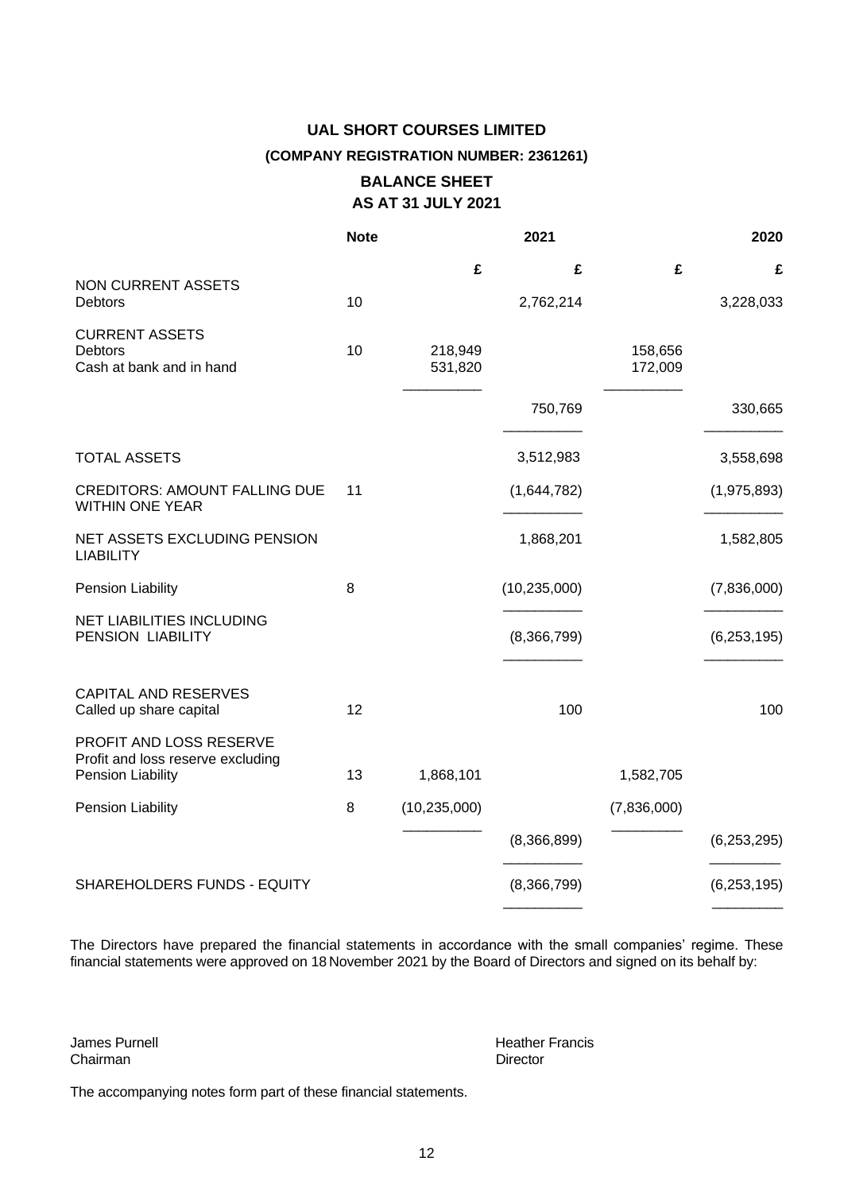# UAL SHORT COURSES LIMITED

**(COMPANY REGISTRATION NUMBER: 2361261)**

## BALANCE SHEET
## AS AT 31 JULY 2021

| | Note | 2021 | 2021 | 2020 | 2020 |
|---|---|---|---|---|---|
| | | £ | £ | £ | £ |
| NON CURRENT ASSETS | | | | | |
| Debtors | 10 | | 2,762,214 | | 3,228,033 |
| CURRENT ASSETS | | | | | |
| Debtors | 10 | 218,949 | | 158,656 | |
| Cash at bank and in hand | | 531,820 | | 172,009 | |
| | | | 750,769 | | 330,665 |
| TOTAL ASSETS | | | 3,512,983 | | 3,558,698 |
| CREDITORS: AMOUNT FALLING DUE WITHIN ONE YEAR | 11 | | (1,644,782) | | (1,975,893) |
| NET ASSETS EXCLUDING PENSION LIABILITY | | | 1,868,201 | | 1,582,805 |
| Pension Liability | 8 | | (10,235,000) | | (7,836,000) |
| NET LIABILITIES INCLUDING PENSION LIABILITY | | | (8,366,799) | | (6,253,195) |
| CAPITAL AND RESERVES | | | | | |
| Called up share capital | 12 | | 100 | | 100 |
| PROFIT AND LOSS RESERVE | | | | | |
| Profit and loss reserve excluding Pension Liability | 13 | 1,868,101 | | 1,582,705 | |
| Pension Liability | 8 | (10,235,000) | | (7,836,000) | |
| | | | (8,366,899) | | (6,253,295) |
| SHAREHOLDERS FUNDS - EQUITY | | | (8,366,799) | | (6,253,195) |

The Directors have prepared the financial statements in accordance with the small companies' regime. These financial statements were approved on 18 November 2021 by the Board of Directors and signed on its behalf by:

James Purnell
Chairman

Heather Francis
Director

The accompanying notes form part of these financial statements.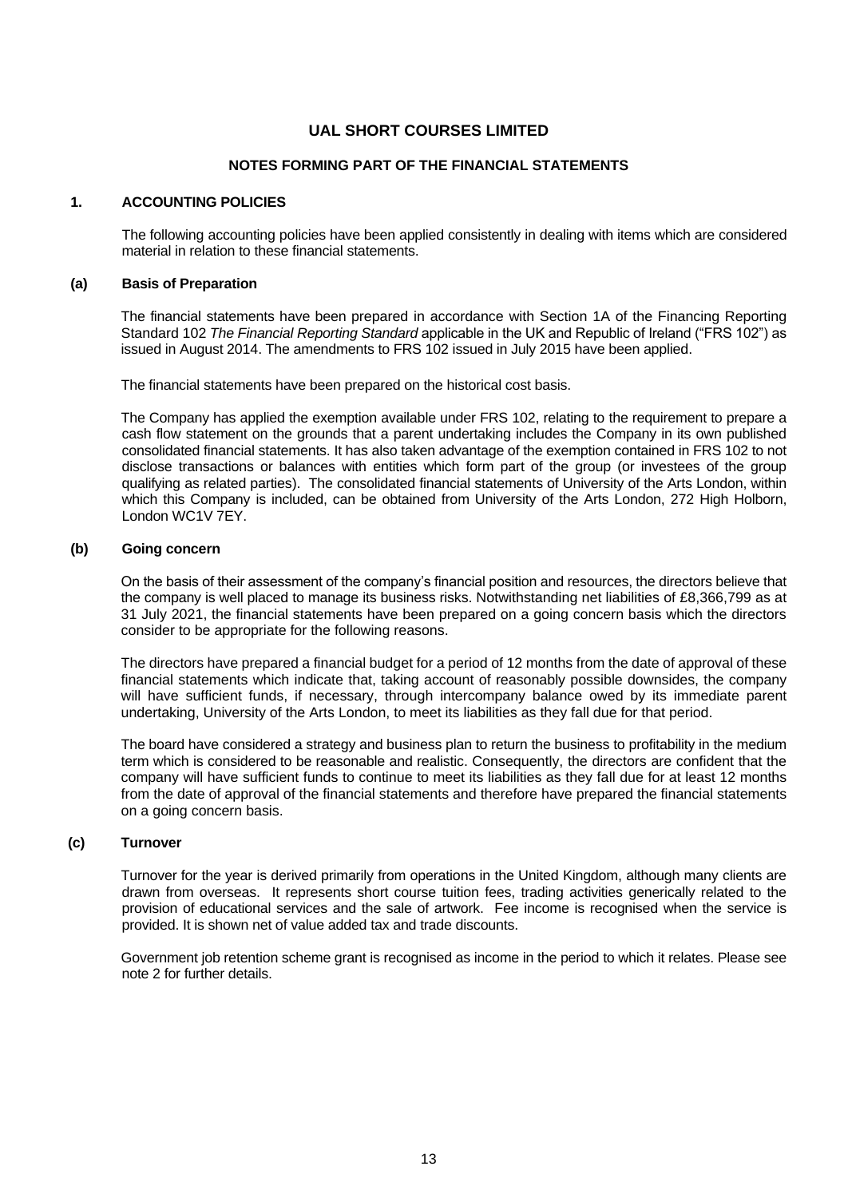# UAL SHORT COURSES LIMITED

## NOTES FORMING PART OF THE FINANCIAL STATEMENTS

### 1. ACCOUNTING POLICIES

The following accounting policies have been applied consistently in dealing with items which are considered material in relation to these financial statements.

#### (a) Basis of Preparation

The financial statements have been prepared in accordance with Section 1A of the Financing Reporting Standard 102 *The Financial Reporting Standard* applicable in the UK and Republic of Ireland ("FRS 102") as issued in August 2014. The amendments to FRS 102 issued in July 2015 have been applied.

The financial statements have been prepared on the historical cost basis.

The Company has applied the exemption available under FRS 102, relating to the requirement to prepare a cash flow statement on the grounds that a parent undertaking includes the Company in its own published consolidated financial statements. It has also taken advantage of the exemption contained in FRS 102 to not disclose transactions or balances with entities which form part of the group (or investees of the group qualifying as related parties). The consolidated financial statements of University of the Arts London, within which this Company is included, can be obtained from University of the Arts London, 272 High Holborn, London WC1V 7EY.

#### (b) Going concern

On the basis of their assessment of the company's financial position and resources, the directors believe that the company is well placed to manage its business risks. Notwithstanding net liabilities of £8,366,799 as at 31 July 2021, the financial statements have been prepared on a going concern basis which the directors consider to be appropriate for the following reasons.

The directors have prepared a financial budget for a period of 12 months from the date of approval of these financial statements which indicate that, taking account of reasonably possible downsides, the company will have sufficient funds, if necessary, through intercompany balance owed by its immediate parent undertaking, University of the Arts London, to meet its liabilities as they fall due for that period.

The board have considered a strategy and business plan to return the business to profitability in the medium term which is considered to be reasonable and realistic. Consequently, the directors are confident that the company will have sufficient funds to continue to meet its liabilities as they fall due for at least 12 months from the date of approval of the financial statements and therefore have prepared the financial statements on a going concern basis.

#### (c) Turnover

Turnover for the year is derived primarily from operations in the United Kingdom, although many clients are drawn from overseas. It represents short course tuition fees, trading activities generically related to the provision of educational services and the sale of artwork. Fee income is recognised when the service is provided. It is shown net of value added tax and trade discounts.

Government job retention scheme grant is recognised as income in the period to which it relates. Please see note 2 for further details.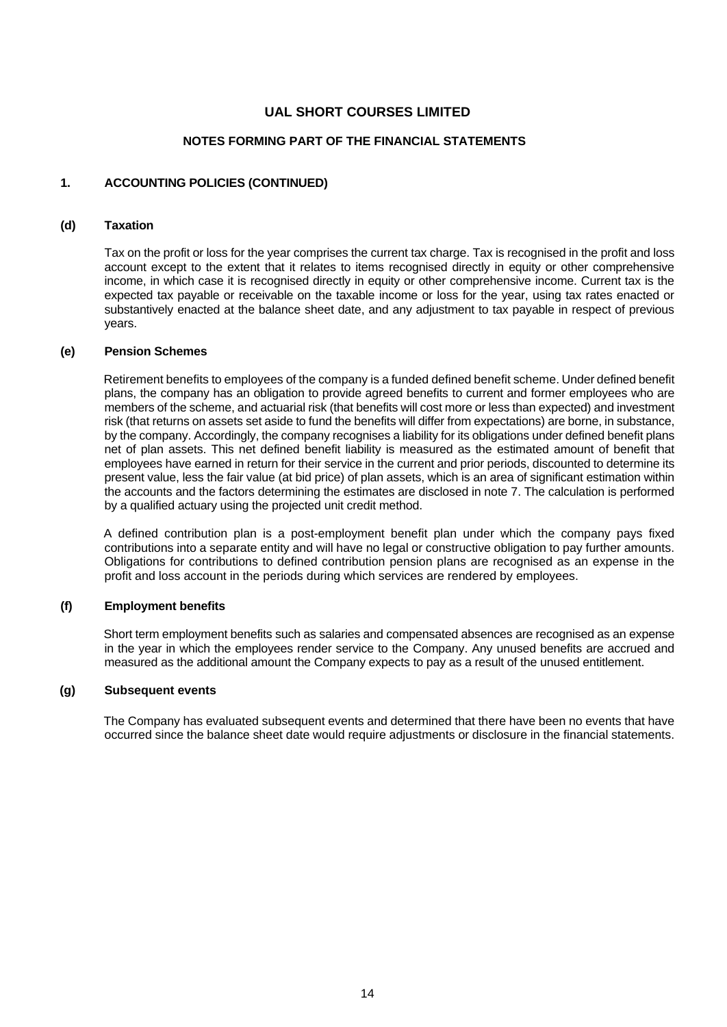# UAL SHORT COURSES LIMITED

## NOTES FORMING PART OF THE FINANCIAL STATEMENTS

### 1. ACCOUNTING POLICIES (CONTINUED)

#### (d) Taxation

Tax on the profit or loss for the year comprises the current tax charge. Tax is recognised in the profit and loss account except to the extent that it relates to items recognised directly in equity or other comprehensive income, in which case it is recognised directly in equity or other comprehensive income. Current tax is the expected tax payable or receivable on the taxable income or loss for the year, using tax rates enacted or substantively enacted at the balance sheet date, and any adjustment to tax payable in respect of previous years.

#### (e) Pension Schemes

Retirement benefits to employees of the company is a funded defined benefit scheme. Under defined benefit plans, the company has an obligation to provide agreed benefits to current and former employees who are members of the scheme, and actuarial risk (that benefits will cost more or less than expected) and investment risk (that returns on assets set aside to fund the benefits will differ from expectations) are borne, in substance, by the company. Accordingly, the company recognises a liability for its obligations under defined benefit plans net of plan assets. This net defined benefit liability is measured as the estimated amount of benefit that employees have earned in return for their service in the current and prior periods, discounted to determine its present value, less the fair value (at bid price) of plan assets, which is an area of significant estimation within the accounts and the factors determining the estimates are disclosed in note 7. The calculation is performed by a qualified actuary using the projected unit credit method.

A defined contribution plan is a post-employment benefit plan under which the company pays fixed contributions into a separate entity and will have no legal or constructive obligation to pay further amounts. Obligations for contributions to defined contribution pension plans are recognised as an expense in the profit and loss account in the periods during which services are rendered by employees.

#### (f) Employment benefits

Short term employment benefits such as salaries and compensated absences are recognised as an expense in the year in which the employees render service to the Company. Any unused benefits are accrued and measured as the additional amount the Company expects to pay as a result of the unused entitlement.

#### (g) Subsequent events

The Company has evaluated subsequent events and determined that there have been no events that have occurred since the balance sheet date would require adjustments or disclosure in the financial statements.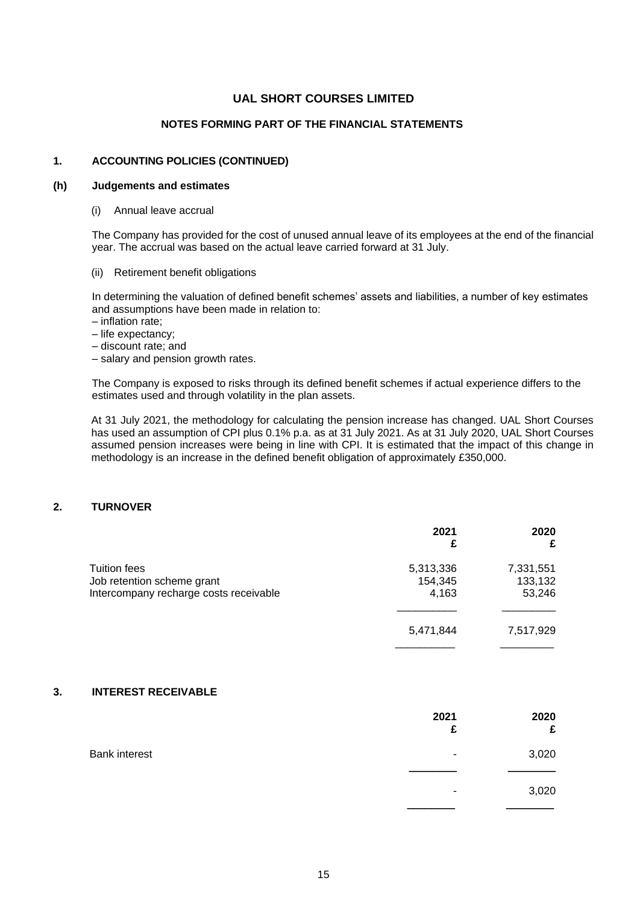# UAL SHORT COURSES LIMITED

## NOTES FORMING PART OF THE FINANCIAL STATEMENTS

### 1. ACCOUNTING POLICIES (CONTINUED)

#### (h) Judgements and estimates

(i) Annual leave accrual

The Company has provided for the cost of unused annual leave of its employees at the end of the financial year. The accrual was based on the actual leave carried forward at 31 July.

(ii) Retirement benefit obligations

In determining the valuation of defined benefit schemes' assets and liabilities, a number of key estimates and assumptions have been made in relation to:

– inflation rate;
– life expectancy;
– discount rate; and
– salary and pension growth rates.

The Company is exposed to risks through its defined benefit schemes if actual experience differs to the estimates used and through volatility in the plan assets.

At 31 July 2021, the methodology for calculating the pension increase has changed. UAL Short Courses has used an assumption of CPI plus 0.1% p.a. as at 31 July 2021. As at 31 July 2020, UAL Short Courses assumed pension increases were being in line with CPI. It is estimated that the impact of this change in methodology is an increase in the defined benefit obligation of approximately £350,000.

### 2. TURNOVER

| | 2021<br>£ | 2020<br>£ |
|---|---|---|
| Tuition fees | 5,313,336 | 7,331,551 |
| Job retention scheme grant | 154,345 | 133,132 |
| Intercompany recharge costs receivable | 4,163 | 53,246 |
| | 5,471,844 | 7,517,929 |

### 3. INTEREST RECEIVABLE

| | 2021<br>£ | 2020<br>£ |
|---|---|---|
| Bank interest | - | 3,020 |
| | - | 3,020 |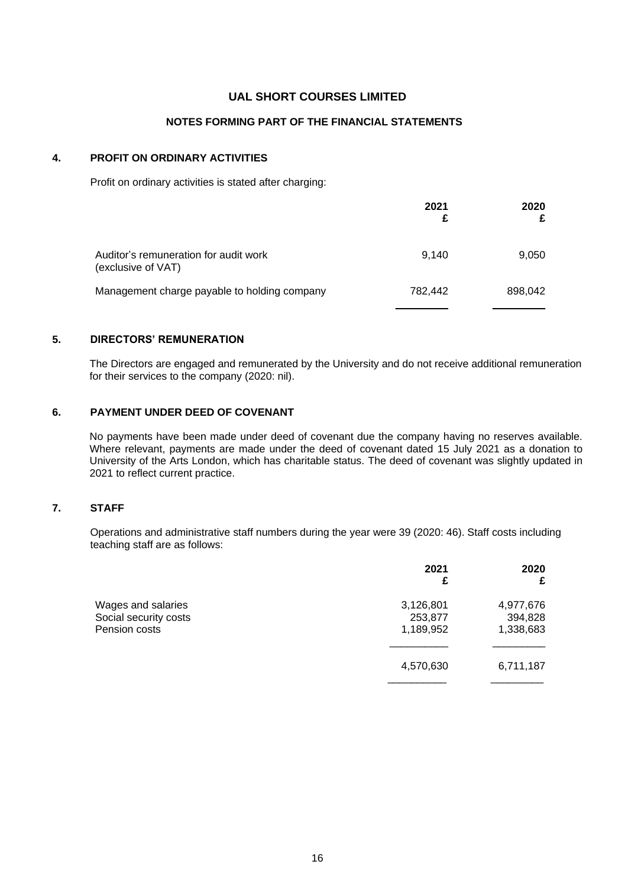# UAL SHORT COURSES LIMITED

## NOTES FORMING PART OF THE FINANCIAL STATEMENTS

### 4. PROFIT ON ORDINARY ACTIVITIES

Profit on ordinary activities is stated after charging:

| | 2021<br>£ | 2020<br>£ |
|---|---|---|
| Auditor's remuneration for audit work (exclusive of VAT) | 9,140 | 9,050 |
| Management charge payable to holding company | 782,442 | 898,042 |

### 5. DIRECTORS' REMUNERATION

The Directors are engaged and remunerated by the University and do not receive additional remuneration for their services to the company (2020: nil).

### 6. PAYMENT UNDER DEED OF COVENANT

No payments have been made under deed of covenant due the company having no reserves available. Where relevant, payments are made under the deed of covenant dated 15 July 2021 as a donation to University of the Arts London, which has charitable status. The deed of covenant was slightly updated in 2021 to reflect current practice.

### 7. STAFF

Operations and administrative staff numbers during the year were 39 (2020: 46). Staff costs including teaching staff are as follows:

| | 2021<br>£ | 2020<br>£ |
|---|---|---|
| Wages and salaries | 3,126,801 | 4,977,676 |
| Social security costs | 253,877 | 394,828 |
| Pension costs | 1,189,952 | 1,338,683 |
| | 4,570,630 | 6,711,187 |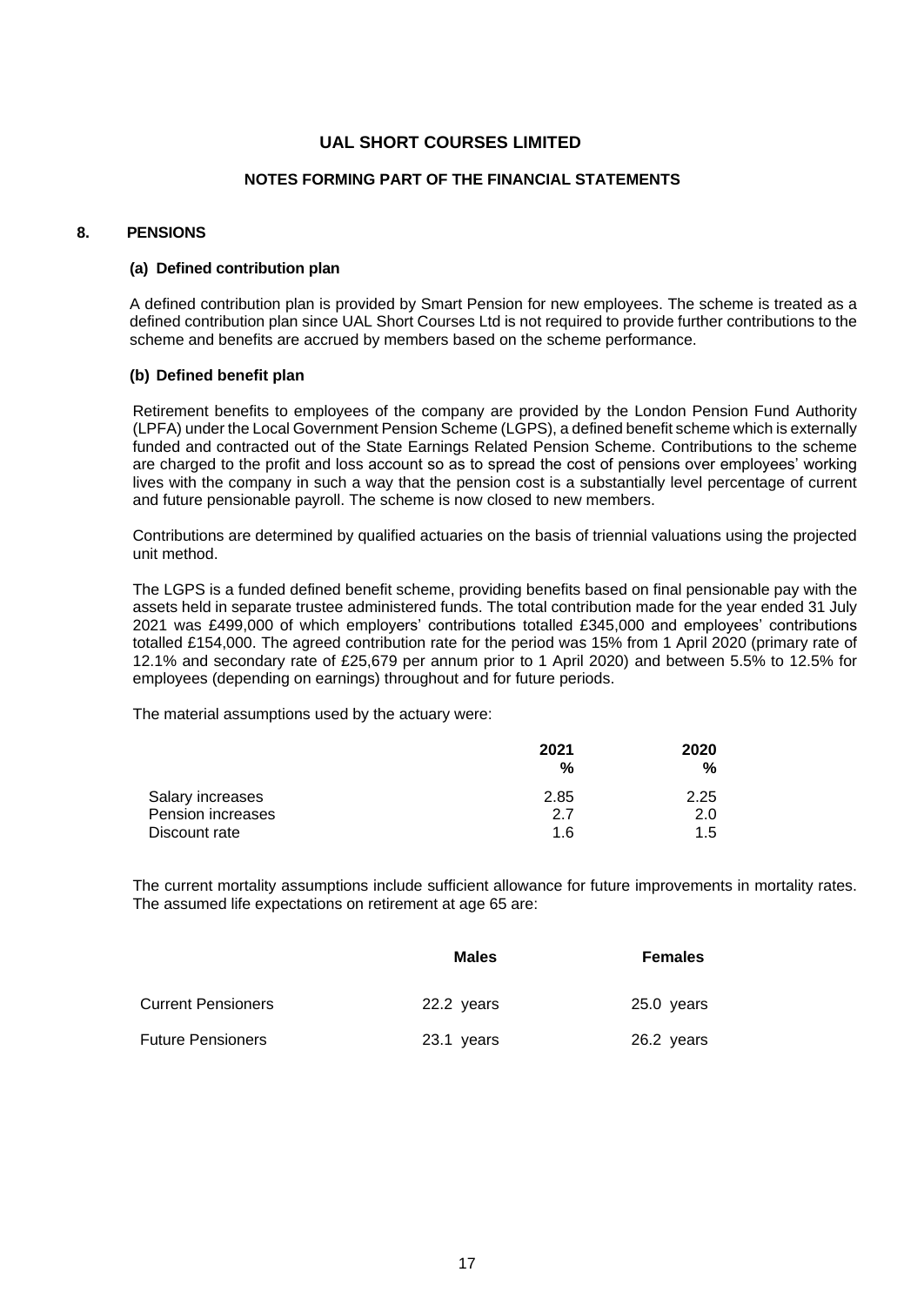# UAL SHORT COURSES LIMITED

## NOTES FORMING PART OF THE FINANCIAL STATEMENTS

### 8. PENSIONS

**(a) Defined contribution plan**

A defined contribution plan is provided by Smart Pension for new employees. The scheme is treated as a defined contribution plan since UAL Short Courses Ltd is not required to provide further contributions to the scheme and benefits are accrued by members based on the scheme performance.

**(b) Defined benefit plan**

Retirement benefits to employees of the company are provided by the London Pension Fund Authority (LPFA) under the Local Government Pension Scheme (LGPS), a defined benefit scheme which is externally funded and contracted out of the State Earnings Related Pension Scheme. Contributions to the scheme are charged to the profit and loss account so as to spread the cost of pensions over employees' working lives with the company in such a way that the pension cost is a substantially level percentage of current and future pensionable payroll. The scheme is now closed to new members.

Contributions are determined by qualified actuaries on the basis of triennial valuations using the projected unit method.

The LGPS is a funded defined benefit scheme, providing benefits based on final pensionable pay with the assets held in separate trustee administered funds. The total contribution made for the year ended 31 July 2021 was £499,000 of which employers' contributions totalled £345,000 and employees' contributions totalled £154,000. The agreed contribution rate for the period was 15% from 1 April 2020 (primary rate of 12.1% and secondary rate of £25,679 per annum prior to 1 April 2020) and between 5.5% to 12.5% for employees (depending on earnings) throughout and for future periods.

The material assumptions used by the actuary were:

| | 2021 % | 2020 % |
|---|---|---|
| Salary increases | 2.85 | 2.25 |
| Pension increases | 2.7 | 2.0 |
| Discount rate | 1.6 | 1.5 |

The current mortality assumptions include sufficient allowance for future improvements in mortality rates. The assumed life expectations on retirement at age 65 are:

| | Males | Females |
|---|---|---|
| Current Pensioners | 22.2 years | 25.0 years |
| Future Pensioners | 23.1 years | 26.2 years |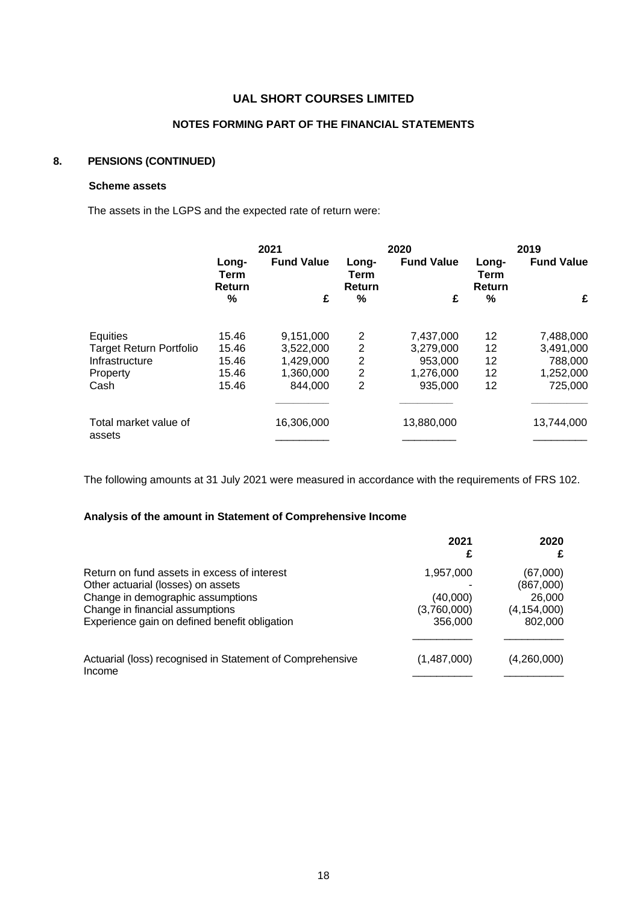# UAL SHORT COURSES LIMITED

## NOTES FORMING PART OF THE FINANCIAL STATEMENTS

### 8. PENSIONS (CONTINUED)

**Scheme assets**

The assets in the LGPS and the expected rate of return were:

| | 2021 | | 2020 | | 2019 | |
|---|---|---|---|---|---|---|
| | **Long-Term Return** | **Fund Value** | **Long-Term Return** | **Fund Value** | **Long-Term Return** | **Fund Value** |
| | **%** | **£** | **%** | **£** | **%** | **£** |
| Equities | 15.46 | 9,151,000 | 2 | 7,437,000 | 12 | 7,488,000 |
| Target Return Portfolio | 15.46 | 3,522,000 | 2 | 3,279,000 | 12 | 3,491,000 |
| Infrastructure | 15.46 | 1,429,000 | 2 | 953,000 | 12 | 788,000 |
| Property | 15.46 | 1,360,000 | 2 | 1,276,000 | 12 | 1,252,000 |
| Cash | 15.46 | 844,000 | 2 | 935,000 | 12 | 725,000 |
| Total market value of assets | | 16,306,000 | | 13,880,000 | | 13,744,000 |

The following amounts at 31 July 2021 were measured in accordance with the requirements of FRS 102.

**Analysis of the amount in Statement of Comprehensive Income**

| | 2021 £ | 2020 £ |
|---|---|---|
| Return on fund assets in excess of interest | 1,957,000 | (67,000) |
| Other actuarial (losses) on assets | - | (867,000) |
| Change in demographic assumptions | (40,000) | 26,000 |
| Change in financial assumptions | (3,760,000) | (4,154,000) |
| Experience gain on defined benefit obligation | 356,000 | 802,000 |
| Actuarial (loss) recognised in Statement of Comprehensive Income | (1,487,000) | (4,260,000) |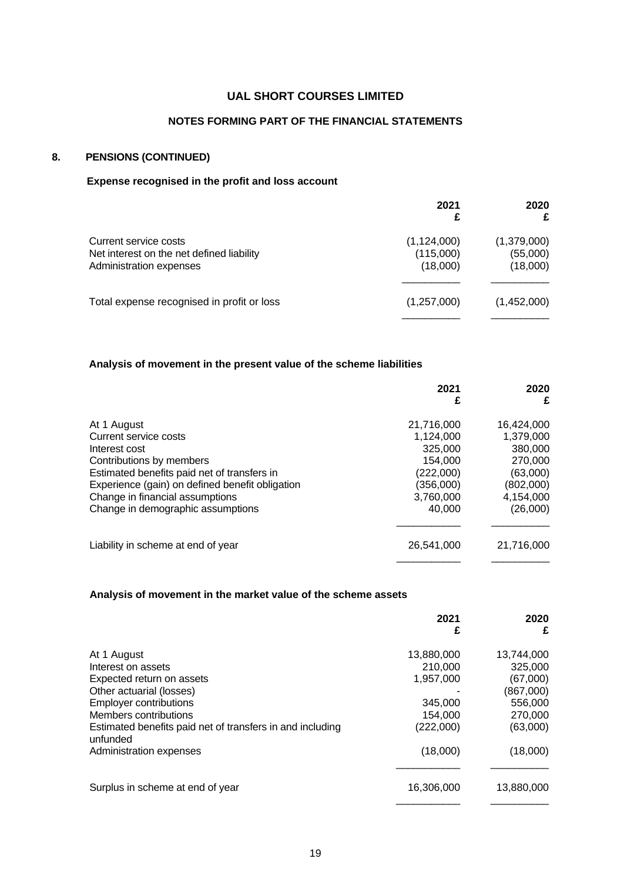# UAL SHORT COURSES LIMITED

## NOTES FORMING PART OF THE FINANCIAL STATEMENTS

### 8. PENSIONS (CONTINUED)

**Expense recognised in the profit and loss account**

| | 2021 £ | 2020 £ |
|---|---|---|
| Current service costs | (1,124,000) | (1,379,000) |
| Net interest on the net defined liability | (115,000) | (55,000) |
| Administration expenses | (18,000) | (18,000) |
| Total expense recognised in profit or loss | (1,257,000) | (1,452,000) |

**Analysis of movement in the present value of the scheme liabilities**

| | 2021 £ | 2020 £ |
|---|---|---|
| At 1 August | 21,716,000 | 16,424,000 |
| Current service costs | 1,124,000 | 1,379,000 |
| Interest cost | 325,000 | 380,000 |
| Contributions by members | 154,000 | 270,000 |
| Estimated benefits paid net of transfers in | (222,000) | (63,000) |
| Experience (gain) on defined benefit obligation | (356,000) | (802,000) |
| Change in financial assumptions | 3,760,000 | 4,154,000 |
| Change in demographic assumptions | 40,000 | (26,000) |
| Liability in scheme at end of year | 26,541,000 | 21,716,000 |

**Analysis of movement in the market value of the scheme assets**

| | 2021 £ | 2020 £ |
|---|---|---|
| At 1 August | 13,880,000 | 13,744,000 |
| Interest on assets | 210,000 | 325,000 |
| Expected return on assets | 1,957,000 | (67,000) |
| Other actuarial (losses) | - | (867,000) |
| Employer contributions | 345,000 | 556,000 |
| Members contributions | 154,000 | 270,000 |
| Estimated benefits paid net of transfers in and including unfunded | (222,000) | (63,000) |
| Administration expenses | (18,000) | (18,000) |
| Surplus in scheme at end of year | 16,306,000 | 13,880,000 |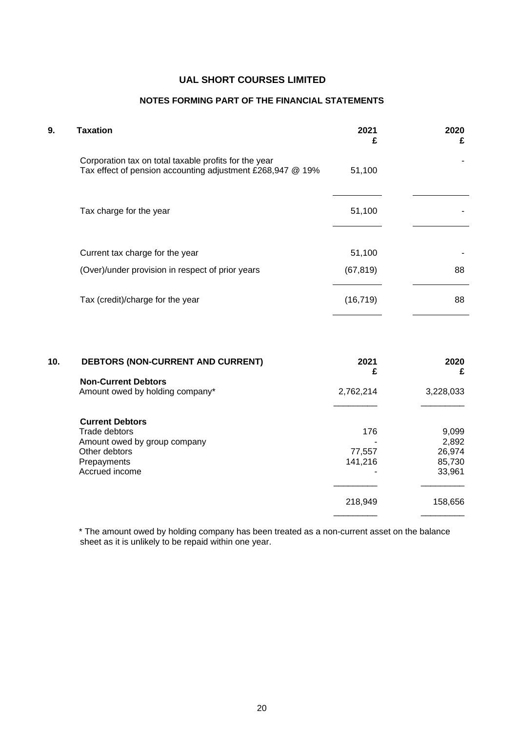# UAL SHORT COURSES LIMITED

## NOTES FORMING PART OF THE FINANCIAL STATEMENTS

### 9. Taxation

| | 2021<br>£ | 2020<br>£ |
|---|---|---|
| Corporation tax on total taxable profits for the year<br>Tax effect of pension accounting adjustment £268,947 @ 19% | 51,100 | - |
| Tax charge for the year | 51,100 | - |
| Current tax charge for the year | 51,100 | - |
| (Over)/under provision in respect of prior years | (67,819) | 88 |
| Tax (credit)/charge for the year | (16,719) | 88 |

### 10. DEBTORS (NON-CURRENT AND CURRENT)

| | 2021<br>£ | 2020<br>£ |
|---|---|---|
| **Non-Current Debtors** | | |
| Amount owed by holding company* | 2,762,214 | 3,228,033 |
| **Current Debtors** | | |
| Trade debtors | 176 | 9,099 |
| Amount owed by group company | - | 2,892 |
| Other debtors | 77,557 | 26,974 |
| Prepayments | 141,216 | 85,730 |
| Accrued income | - | 33,961 |
| | 218,949 | 158,656 |

* The amount owed by holding company has been treated as a non-current asset on the balance sheet as it is unlikely to be repaid within one year.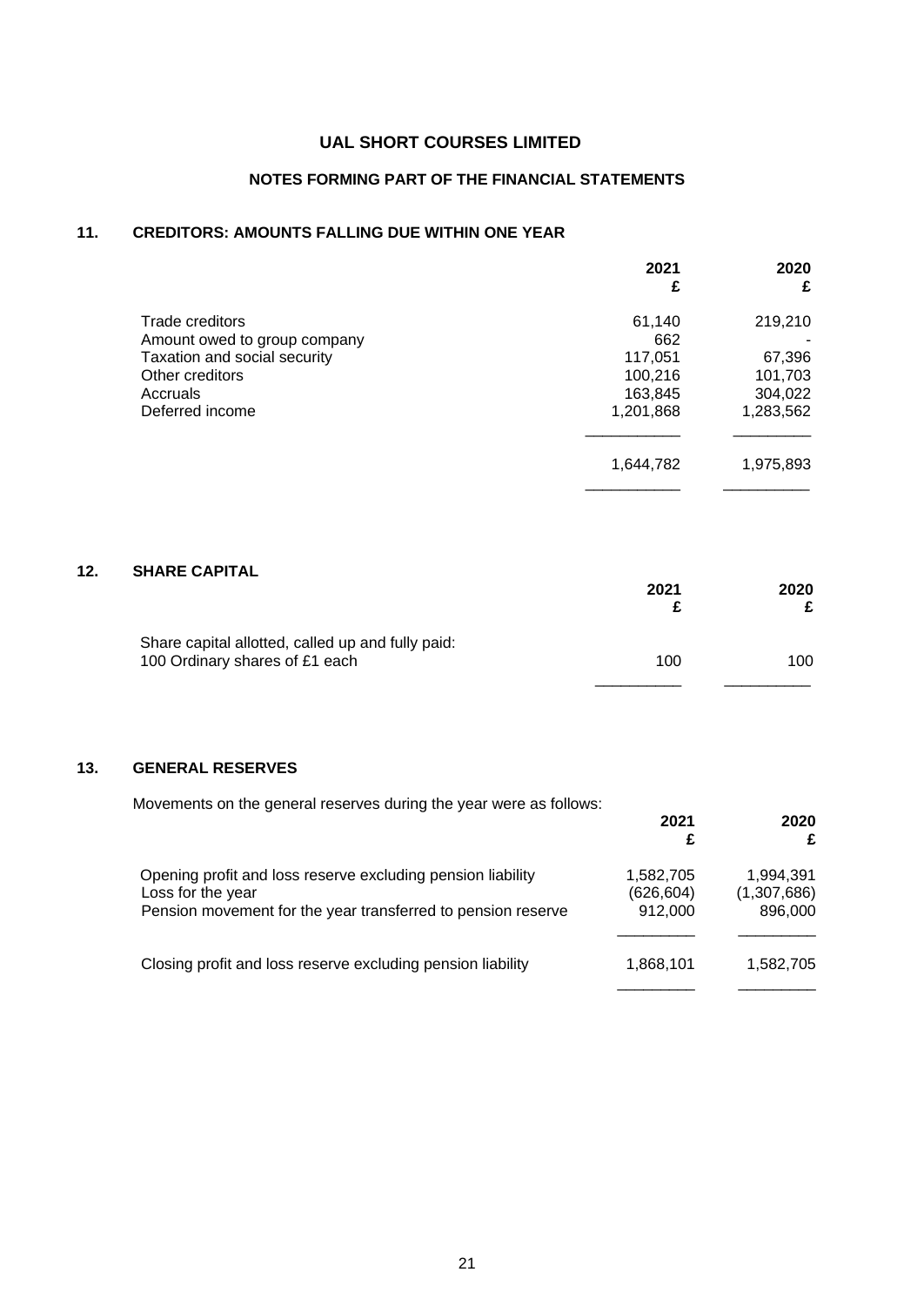# UAL SHORT COURSES LIMITED

## NOTES FORMING PART OF THE FINANCIAL STATEMENTS

### 11. CREDITORS: AMOUNTS FALLING DUE WITHIN ONE YEAR

| | 2021<br>£ | 2020<br>£ |
|---|---|---|
| Trade creditors | 61,140 | 219,210 |
| Amount owed to group company | 662 | - |
| Taxation and social security | 117,051 | 67,396 |
| Other creditors | 100,216 | 101,703 |
| Accruals | 163,845 | 304,022 |
| Deferred income | 1,201,868 | 1,283,562 |
| | 1,644,782 | 1,975,893 |

### 12. SHARE CAPITAL

| | 2021<br>£ | 2020<br>£ |
|---|---|---|
| Share capital allotted, called up and fully paid: | | |
| 100 Ordinary shares of £1 each | 100 | 100 |

### 13. GENERAL RESERVES

Movements on the general reserves during the year were as follows:

| | 2021<br>£ | 2020<br>£ |
|---|---|---|
| Opening profit and loss reserve excluding pension liability | 1,582,705 | 1,994,391 |
| Loss for the year | (626,604) | (1,307,686) |
| Pension movement for the year transferred to pension reserve | 912,000 | 896,000 |
| Closing profit and loss reserve excluding pension liability | 1,868,101 | 1,582,705 |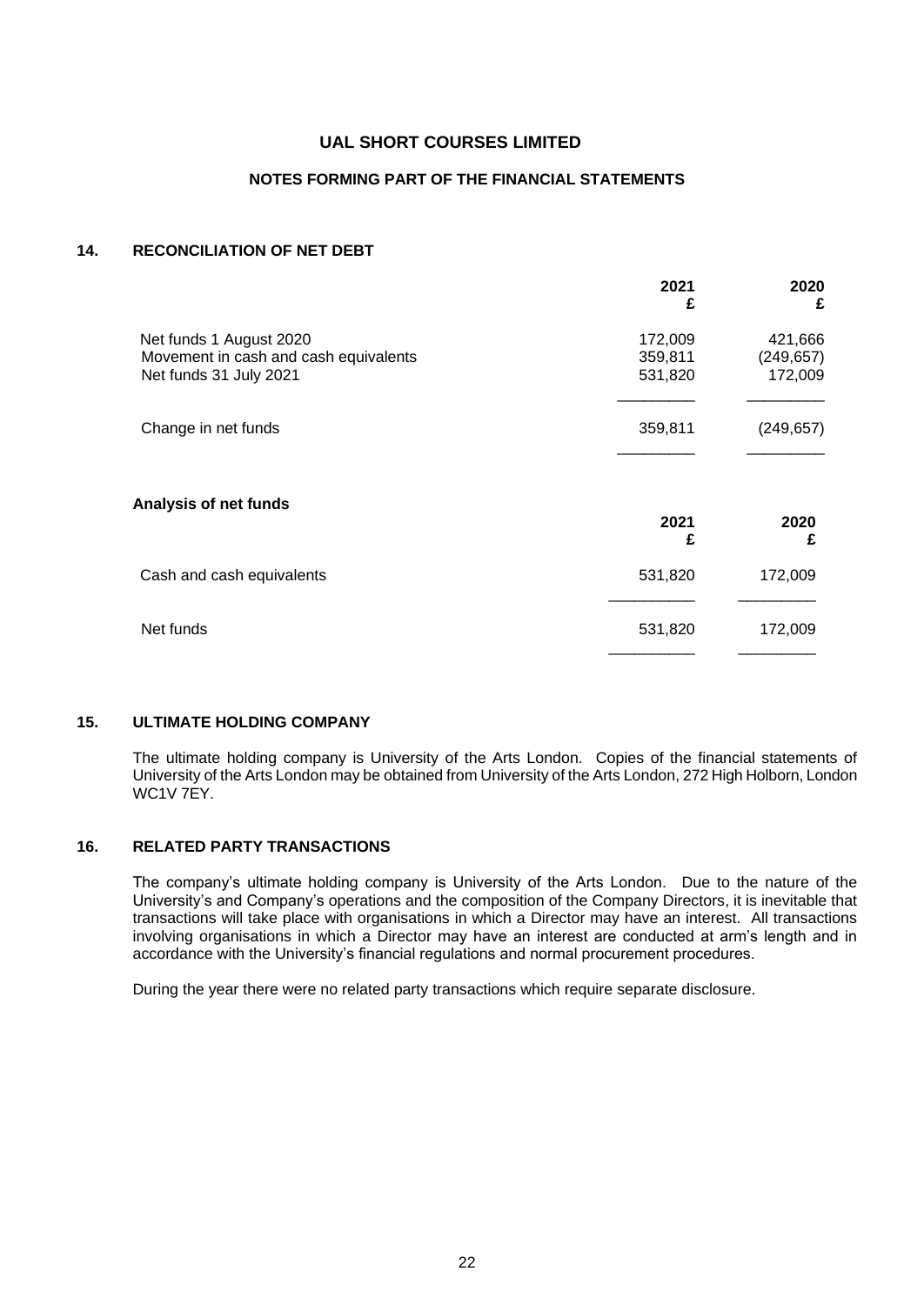# UAL SHORT COURSES LIMITED

## NOTES FORMING PART OF THE FINANCIAL STATEMENTS

### 14. RECONCILIATION OF NET DEBT

| | 2021<br>£ | 2020<br>£ |
|---|---|---|
| Net funds 1 August 2020 | 172,009 | 421,666 |
| Movement in cash and cash equivalents | 359,811 | (249,657) |
| Net funds 31 July 2021 | 531,820 | 172,009 |
| Change in net funds | 359,811 | (249,657) |

**Analysis of net funds**

| | 2021<br>£ | 2020<br>£ |
|---|---|---|
| Cash and cash equivalents | 531,820 | 172,009 |
| Net funds | 531,820 | 172,009 |

### 15. ULTIMATE HOLDING COMPANY

The ultimate holding company is University of the Arts London. Copies of the financial statements of University of the Arts London may be obtained from University of the Arts London, 272 High Holborn, London WC1V 7EY.

### 16. RELATED PARTY TRANSACTIONS

The company's ultimate holding company is University of the Arts London. Due to the nature of the University's and Company's operations and the composition of the Company Directors, it is inevitable that transactions will take place with organisations in which a Director may have an interest. All transactions involving organisations in which a Director may have an interest are conducted at arm's length and in accordance with the University's financial regulations and normal procurement procedures.

During the year there were no related party transactions which require separate disclosure.